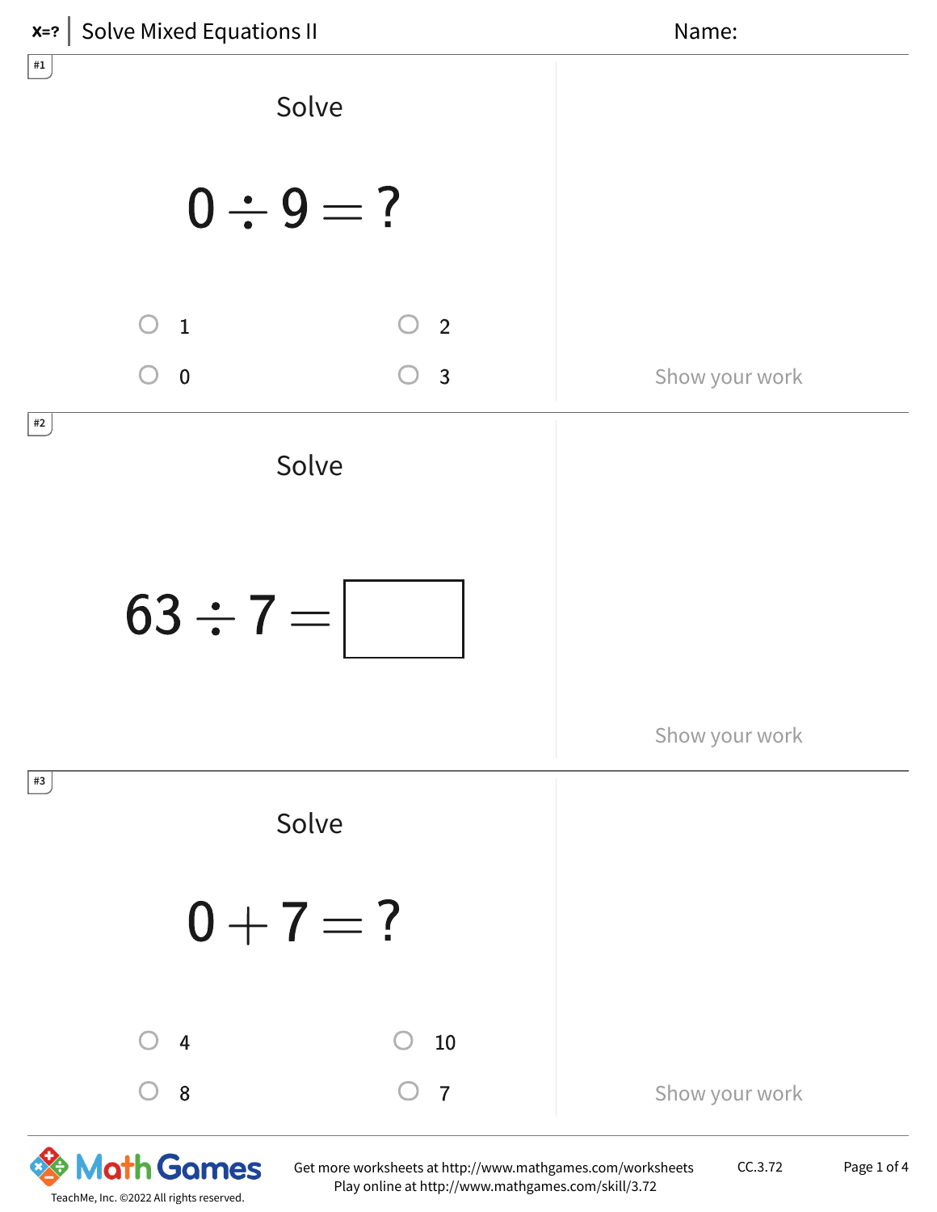# Solve Mixed Equations II

Name:

#1

Solve

$$0 \div 9 = ?$$

- 1
- 2
- 0
- 3

Show your work

#2

Solve

$$63 \div 7 = \square$$

Show your work

#3

Solve

$$0 + 7 = ?$$

- 4
- 10
- 8
- 7

Show your work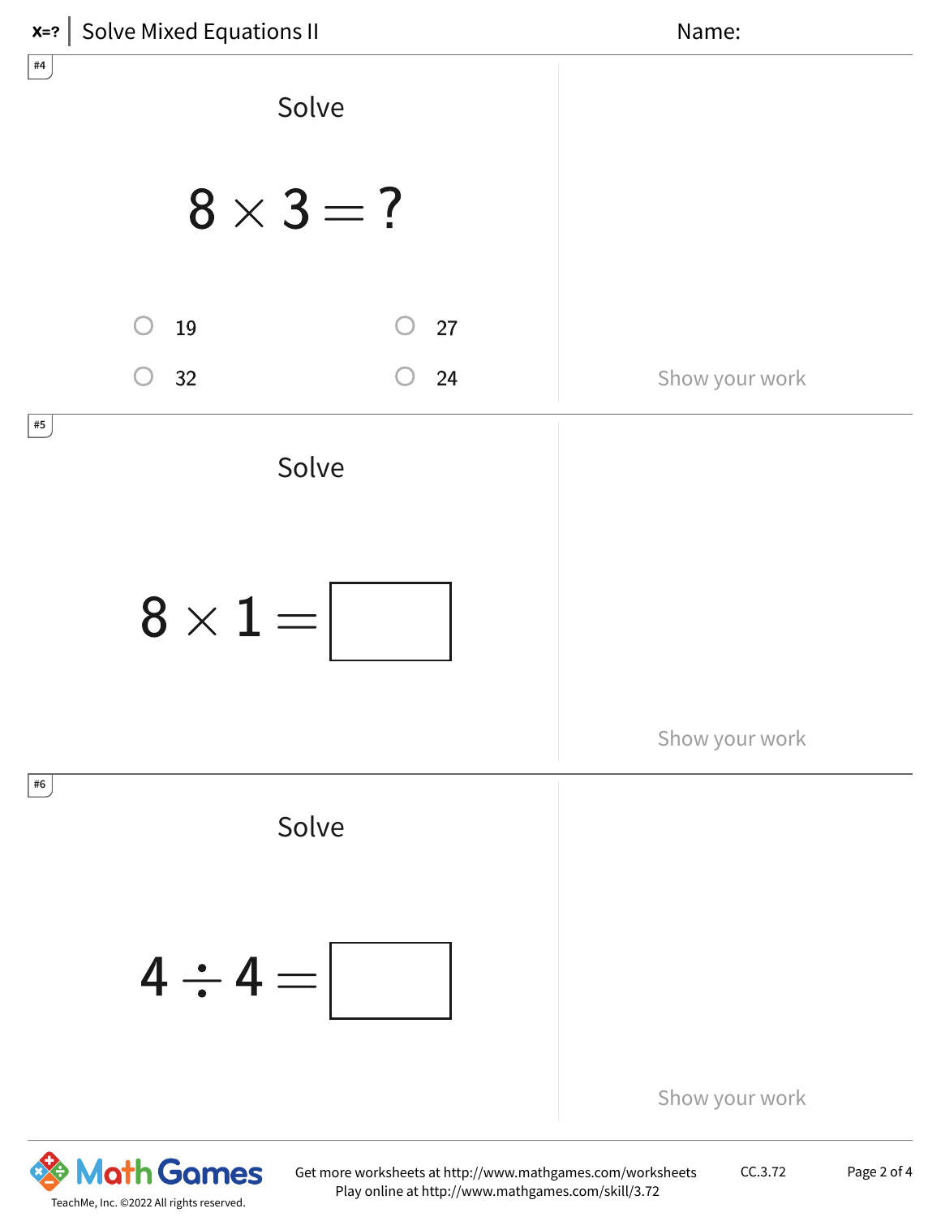#4

Solve

$$8 \times 3 = ?$$

- ○ 19
- ○ 27
- ○ 32
- ○ 24

Show your work

#5

Solve

$$8 \times 1 = \square$$

Show your work

#6

Solve

$$4 \div 4 = \square$$

Show your work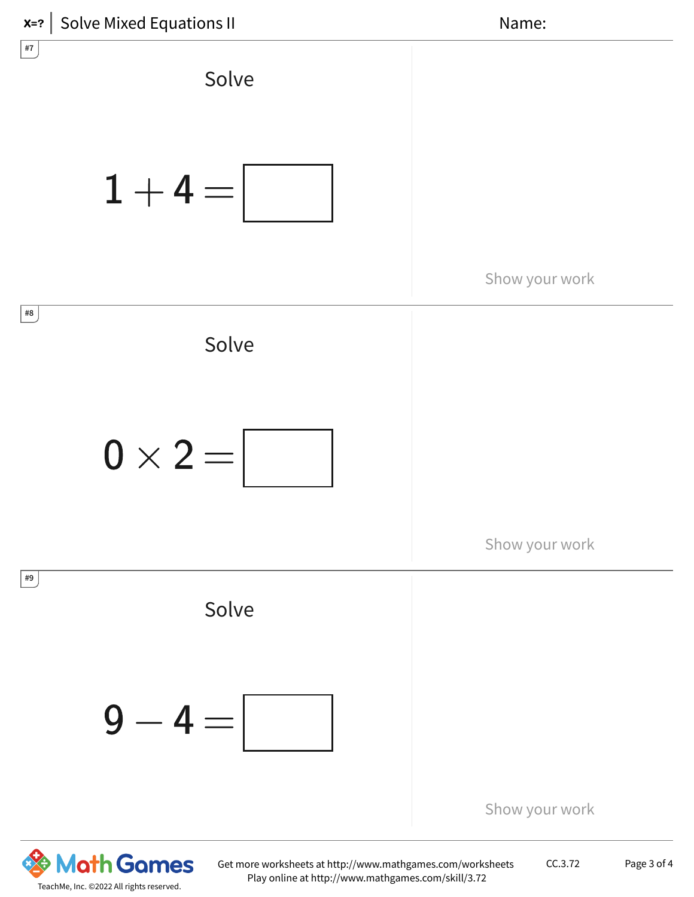# Solve Mixed Equations II

Name:

#7

Solve

$$1 + 4 = \square$$

Show your work

#8

Solve

$$0 \times 2 = \square$$

Show your work

#9

Solve

$$9 - 4 = \square$$

Show your work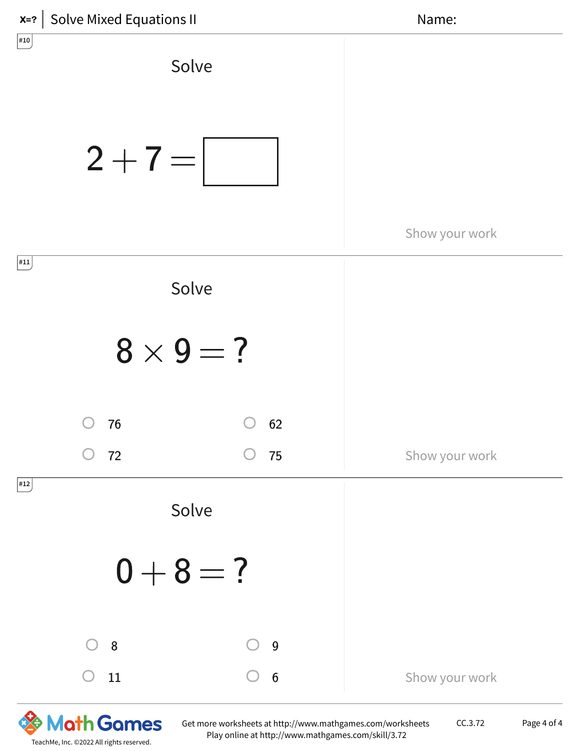#10

Solve

$$2 + 7 = \square$$

Show your work

#11

Solve

$$8 \times 9 = ?$$

- 76
- 62
- 72
- 75

Show your work

#12

Solve

$$0 + 8 = ?$$

- 8
- 9
- 11
- 6

Show your work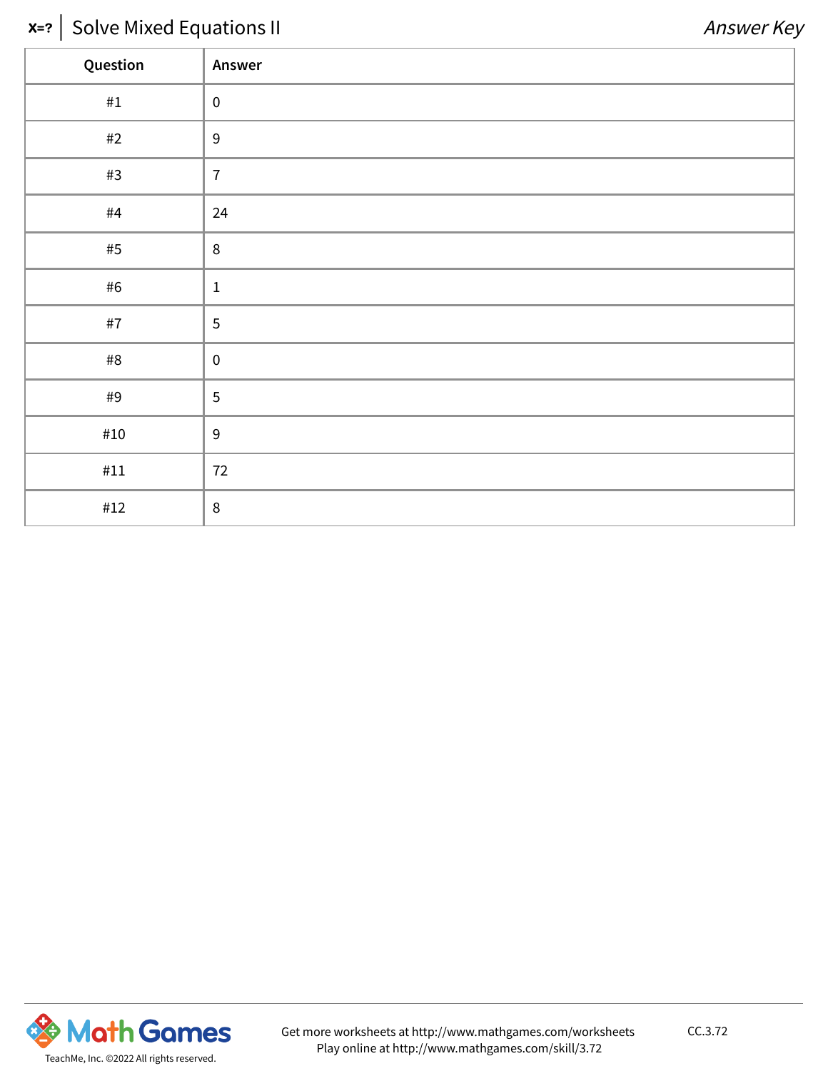# x=? | Solve Mixed Equations II

*Answer Key*

| Question | Answer |
| --- | --- |
| #1 | 0 |
| #2 | 9 |
| #3 | 7 |
| #4 | 24 |
| #5 | 8 |
| #6 | 1 |
| #7 | 5 |
| #8 | 0 |
| #9 | 5 |
| #10 | 9 |
| #11 | 72 |
| #12 | 8 |